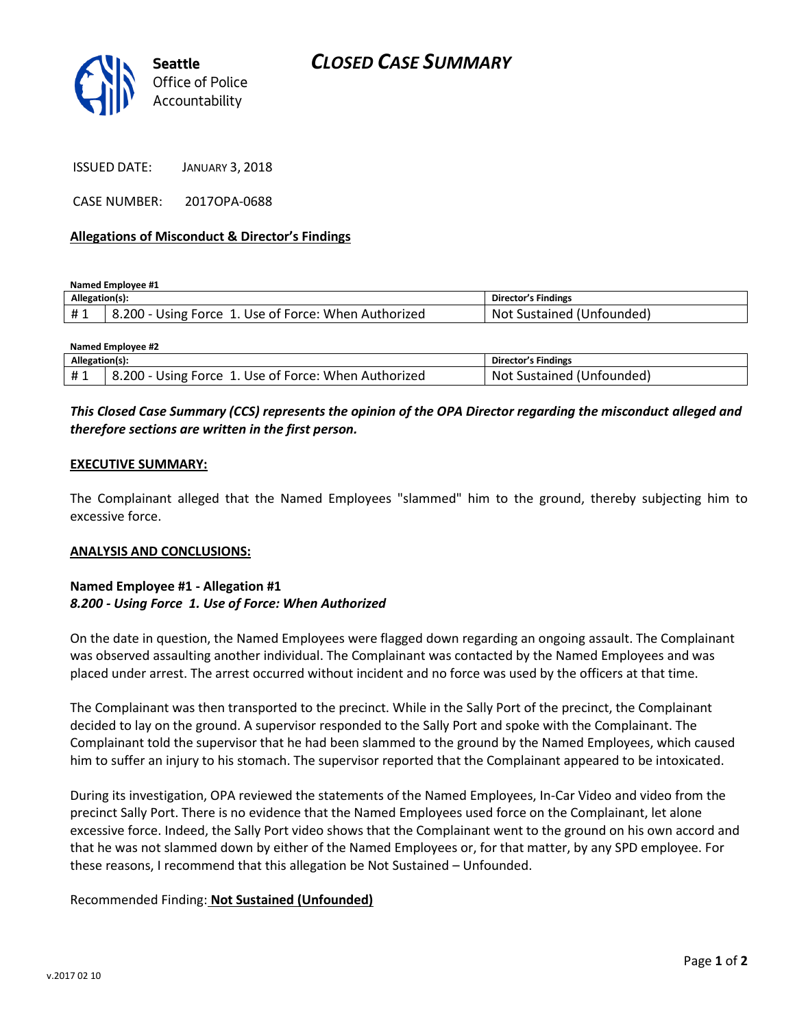Seattle Office of Police Accountability

# CLOSED CASE SUMMARY

ISSUED DATE: JANUARY 3, 2018

CASE NUMBER: 2017OPA-0688

**Allegations of Misconduct & Director's Findings**

**Named Employee #1**

| Allegation(s): | | Director's Findings |
|---|---|---|
| # 1 | 8.200 - Using Force 1. Use of Force: When Authorized | Not Sustained (Unfounded) |

**Named Employee #2**

| Allegation(s): | | Director's Findings |
|---|---|---|
| # 1 | 8.200 - Using Force 1. Use of Force: When Authorized | Not Sustained (Unfounded) |

***This Closed Case Summary (CCS) represents the opinion of the OPA Director regarding the misconduct alleged and therefore sections are written in the first person.***

**EXECUTIVE SUMMARY:**

The Complainant alleged that the Named Employees "slammed" him to the ground, thereby subjecting him to excessive force.

**ANALYSIS AND CONCLUSIONS:**

**Named Employee #1 - Allegation #1**
***8.200 - Using Force 1. Use of Force: When Authorized***

On the date in question, the Named Employees were flagged down regarding an ongoing assault. The Complainant was observed assaulting another individual. The Complainant was contacted by the Named Employees and was placed under arrest. The arrest occurred without incident and no force was used by the officers at that time.

The Complainant was then transported to the precinct. While in the Sally Port of the precinct, the Complainant decided to lay on the ground. A supervisor responded to the Sally Port and spoke with the Complainant. The Complainant told the supervisor that he had been slammed to the ground by the Named Employees, which caused him to suffer an injury to his stomach. The supervisor reported that the Complainant appeared to be intoxicated.

During its investigation, OPA reviewed the statements of the Named Employees, In-Car Video and video from the precinct Sally Port. There is no evidence that the Named Employees used force on the Complainant, let alone excessive force. Indeed, the Sally Port video shows that the Complainant went to the ground on his own accord and that he was not slammed down by either of the Named Employees or, for that matter, by any SPD employee. For these reasons, I recommend that this allegation be Not Sustained – Unfounded.

Recommended Finding: **Not Sustained (Unfounded)**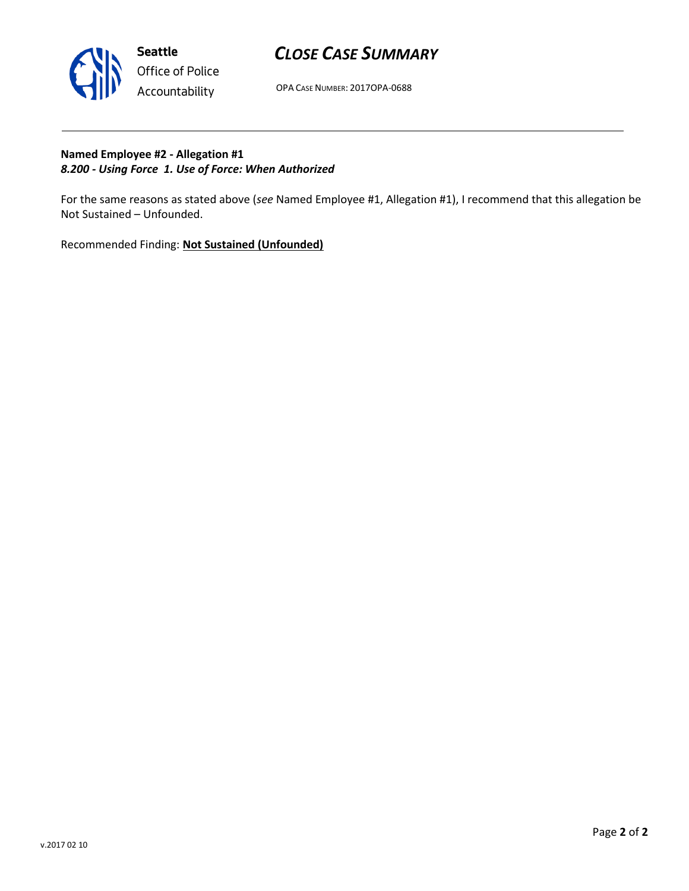**Named Employee #2 - Allegation #1**
***8.200 - Using Force 1. Use of Force: When Authorized***

For the same reasons as stated above (*see* Named Employee #1, Allegation #1), I recommend that this allegation be Not Sustained – Unfounded.

Recommended Finding: **Not Sustained (Unfounded)**